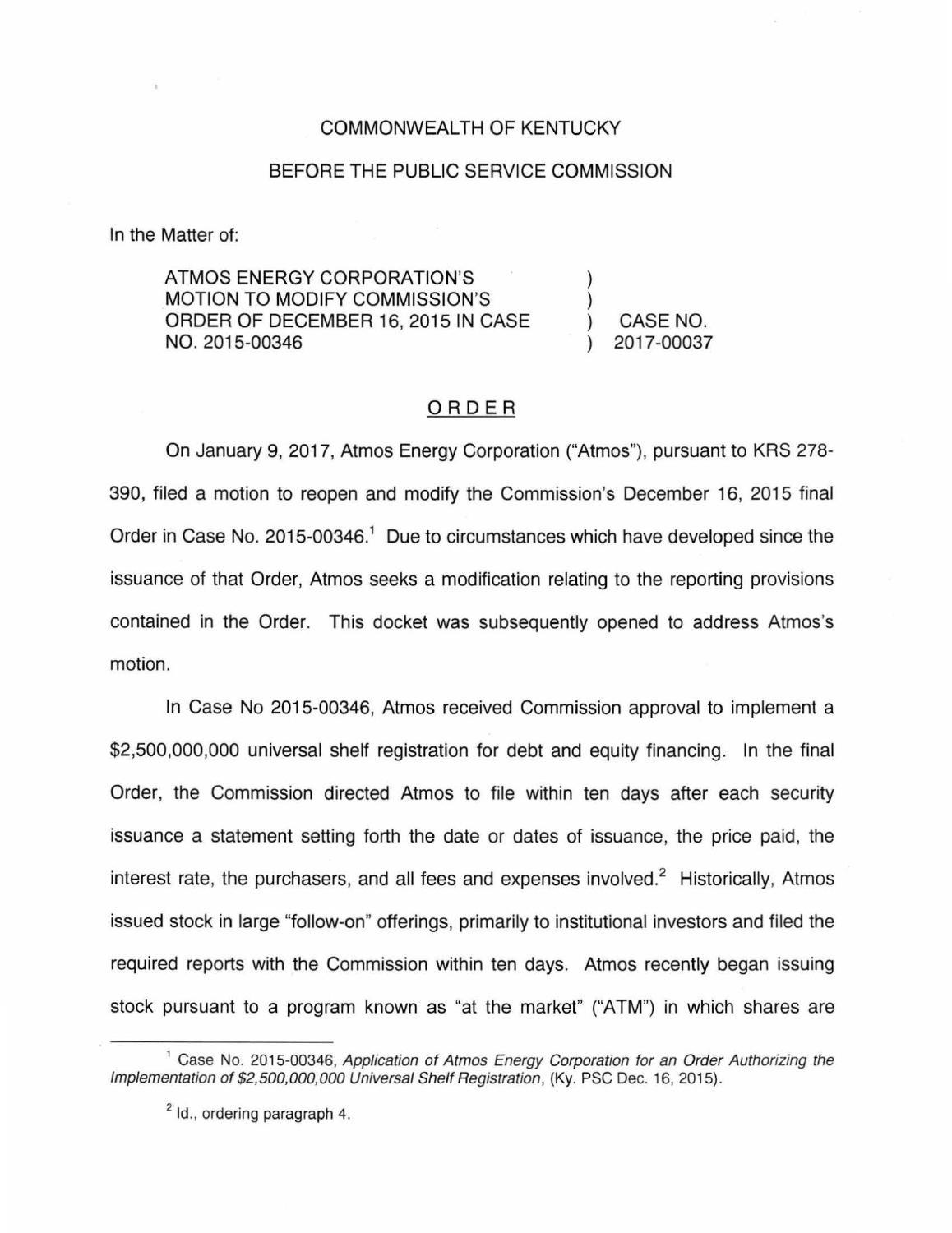COMMONWEALTH OF KENTUCKY

BEFORE THE PUBLIC SERVICE COMMISSION

In the Matter of:

| | | |
|---|---|---|
| ATMOS ENERGY CORPORATION'S MOTION TO MODIFY COMMISSION'S ORDER OF DECEMBER 16, 2015 IN CASE NO. 2015-00346 | ) | CASE NO. 2017-00037 |

## ORDER

On January 9, 2017, Atmos Energy Corporation ("Atmos"), pursuant to KRS 278-390, filed a motion to reopen and modify the Commission's December 16, 2015 final Order in Case No. 2015-00346.[1] Due to circumstances which have developed since the issuance of that Order, Atmos seeks a modification relating to the reporting provisions contained in the Order. This docket was subsequently opened to address Atmos's motion.

In Case No 2015-00346, Atmos received Commission approval to implement a $2,500,000,000 universal shelf registration for debt and equity financing. In the final Order, the Commission directed Atmos to file within ten days after each security issuance a statement setting forth the date or dates of issuance, the price paid, the interest rate, the purchasers, and all fees and expenses involved.[2] Historically, Atmos issued stock in large "follow-on" offerings, primarily to institutional investors and filed the required reports with the Commission within ten days. Atmos recently began issuing stock pursuant to a program known as "at the market" ("ATM") in which shares are

---

[1] Case No. 2015-00346, *Application of Atmos Energy Corporation for an Order Authorizing the Implementation of $2,500,000,000 Universal Shelf Registration*, (Ky. PSC Dec. 16, 2015).

[2] Id., ordering paragraph 4.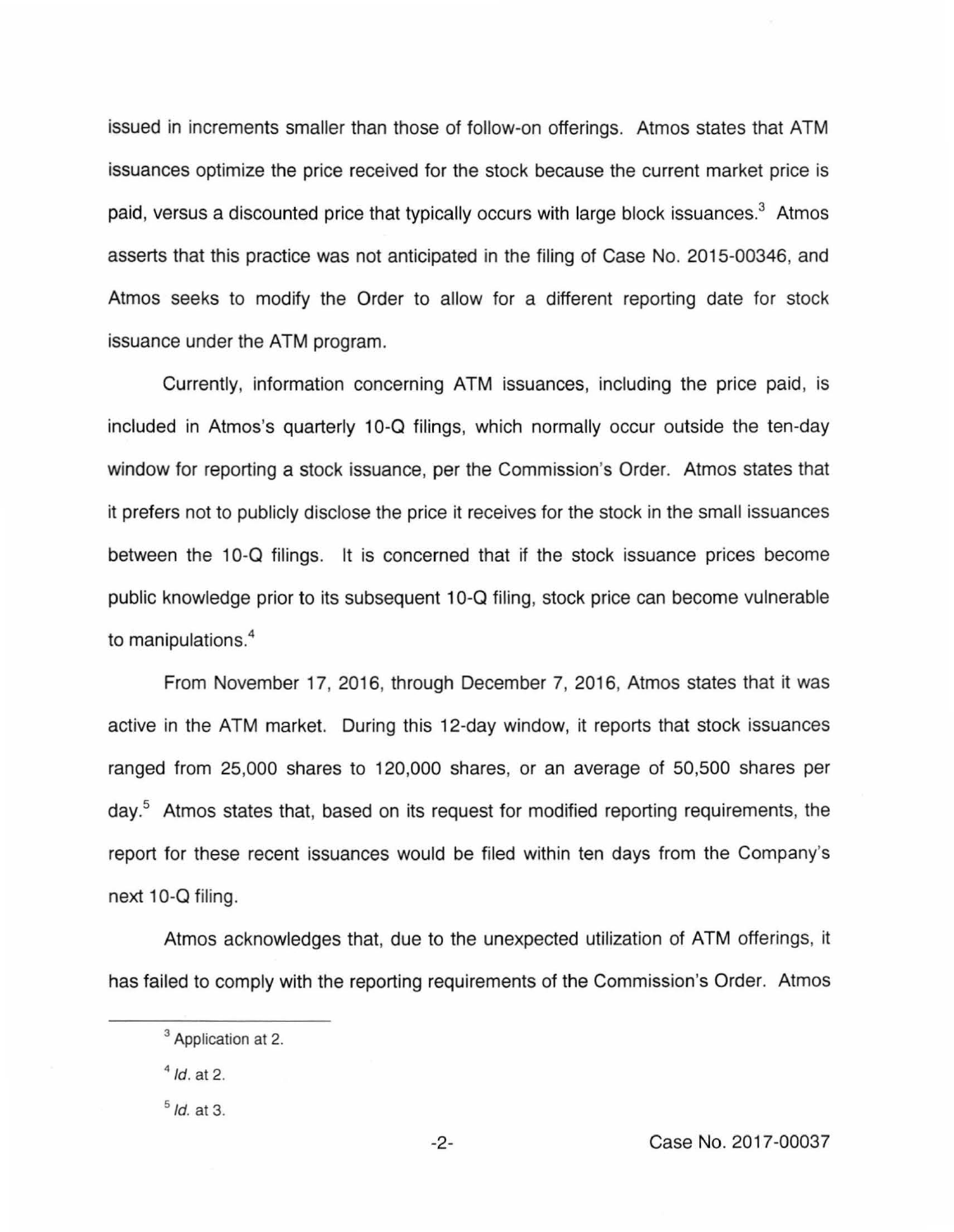issued in increments smaller than those of follow-on offerings. Atmos states that ATM issuances optimize the price received for the stock because the current market price is paid, versus a discounted price that typically occurs with large block issuances.[3] Atmos asserts that this practice was not anticipated in the filing of Case No. 2015-00346, and Atmos seeks to modify the Order to allow for a different reporting date for stock issuance under the ATM program.

Currently, information concerning ATM issuances, including the price paid, is included in Atmos's quarterly 10-Q filings, which normally occur outside the ten-day window for reporting a stock issuance, per the Commission's Order. Atmos states that it prefers not to publicly disclose the price it receives for the stock in the small issuances between the 10-Q filings. It is concerned that if the stock issuance prices become public knowledge prior to its subsequent 10-Q filing, stock price can become vulnerable to manipulations.[4]

From November 17, 2016, through December 7, 2016, Atmos states that it was active in the ATM market. During this 12-day window, it reports that stock issuances ranged from 25,000 shares to 120,000 shares, or an average of 50,500 shares per day.[5] Atmos states that, based on its request for modified reporting requirements, the report for these recent issuances would be filed within ten days from the Company's next 10-Q filing.

Atmos acknowledges that, due to the unexpected utilization of ATM offerings, it has failed to comply with the reporting requirements of the Commission's Order. Atmos

---

[3] Application at 2.

[4] *Id.* at 2.

[5] *Id.* at 3.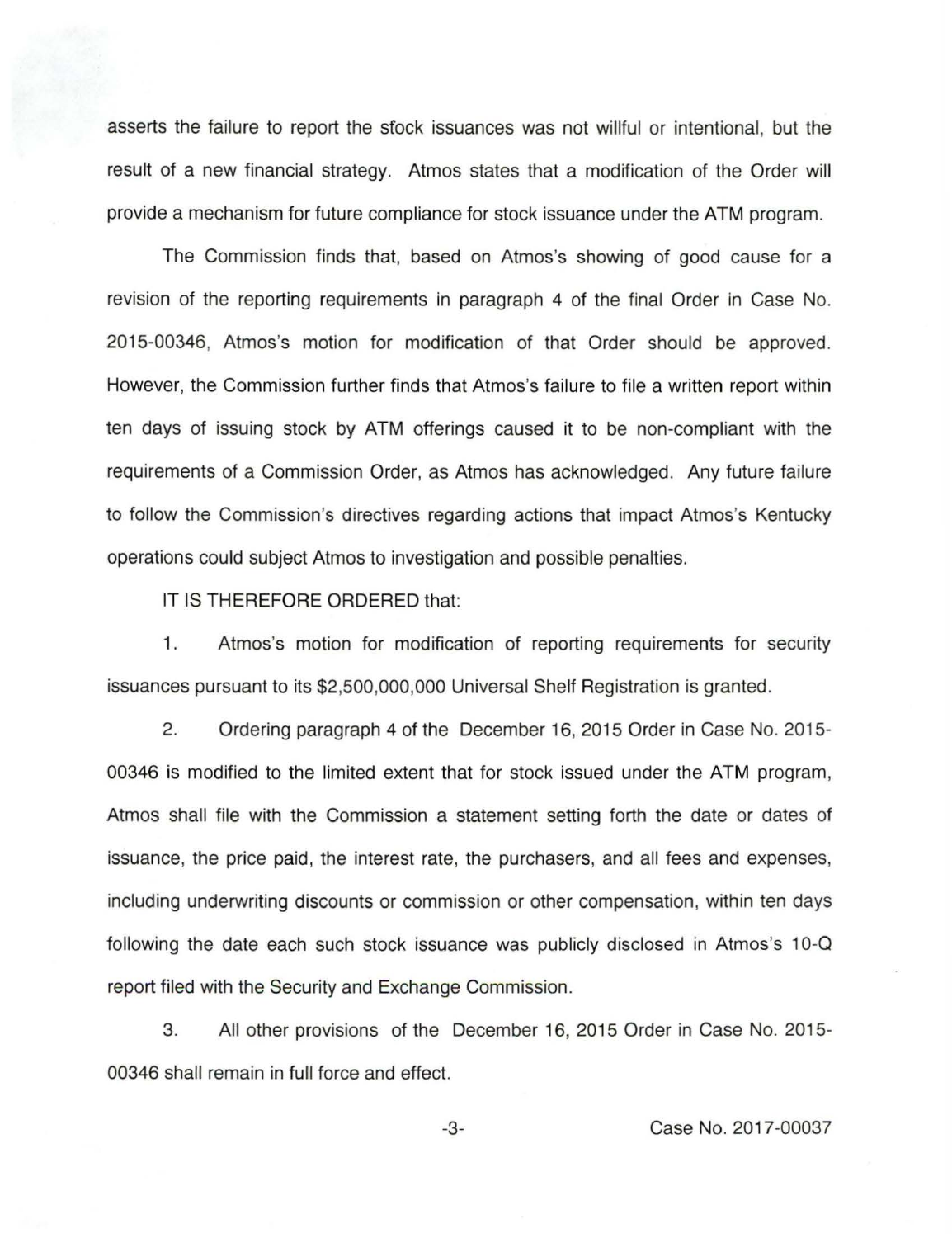asserts the failure to report the stock issuances was not willful or intentional, but the result of a new financial strategy. Atmos states that a modification of the Order will provide a mechanism for future compliance for stock issuance under the ATM program.

The Commission finds that, based on Atmos's showing of good cause for a revision of the reporting requirements in paragraph 4 of the final Order in Case No. 2015-00346, Atmos's motion for modification of that Order should be approved. However, the Commission further finds that Atmos's failure to file a written report within ten days of issuing stock by ATM offerings caused it to be non-compliant with the requirements of a Commission Order, as Atmos has acknowledged. Any future failure to follow the Commission's directives regarding actions that impact Atmos's Kentucky operations could subject Atmos to investigation and possible penalties.

IT IS THEREFORE ORDERED that:

1. Atmos's motion for modification of reporting requirements for security issuances pursuant to its $2,500,000,000 Universal Shelf Registration is granted.

2. Ordering paragraph 4 of the December 16, 2015 Order in Case No. 2015-00346 is modified to the limited extent that for stock issued under the ATM program, Atmos shall file with the Commission a statement setting forth the date or dates of issuance, the price paid, the interest rate, the purchasers, and all fees and expenses, including underwriting discounts or commission or other compensation, within ten days following the date each such stock issuance was publicly disclosed in Atmos's 10-Q report filed with the Security and Exchange Commission.

3. All other provisions of the December 16, 2015 Order in Case No. 2015-00346 shall remain in full force and effect.

Case No. 2017-00037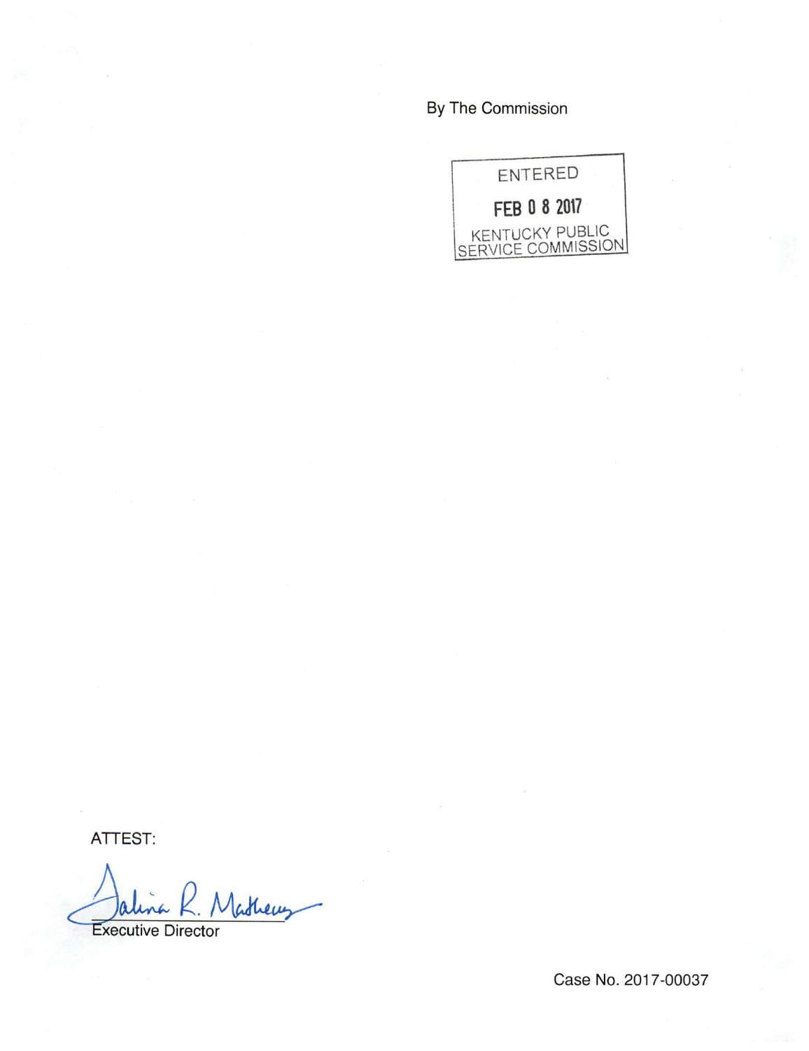By The Commission

ENTERED

FEB 0 8 2017

KENTUCKY PUBLIC SERVICE COMMISSION

ATTEST:

Talina R. Mathews

Executive Director

Case No. 2017-00037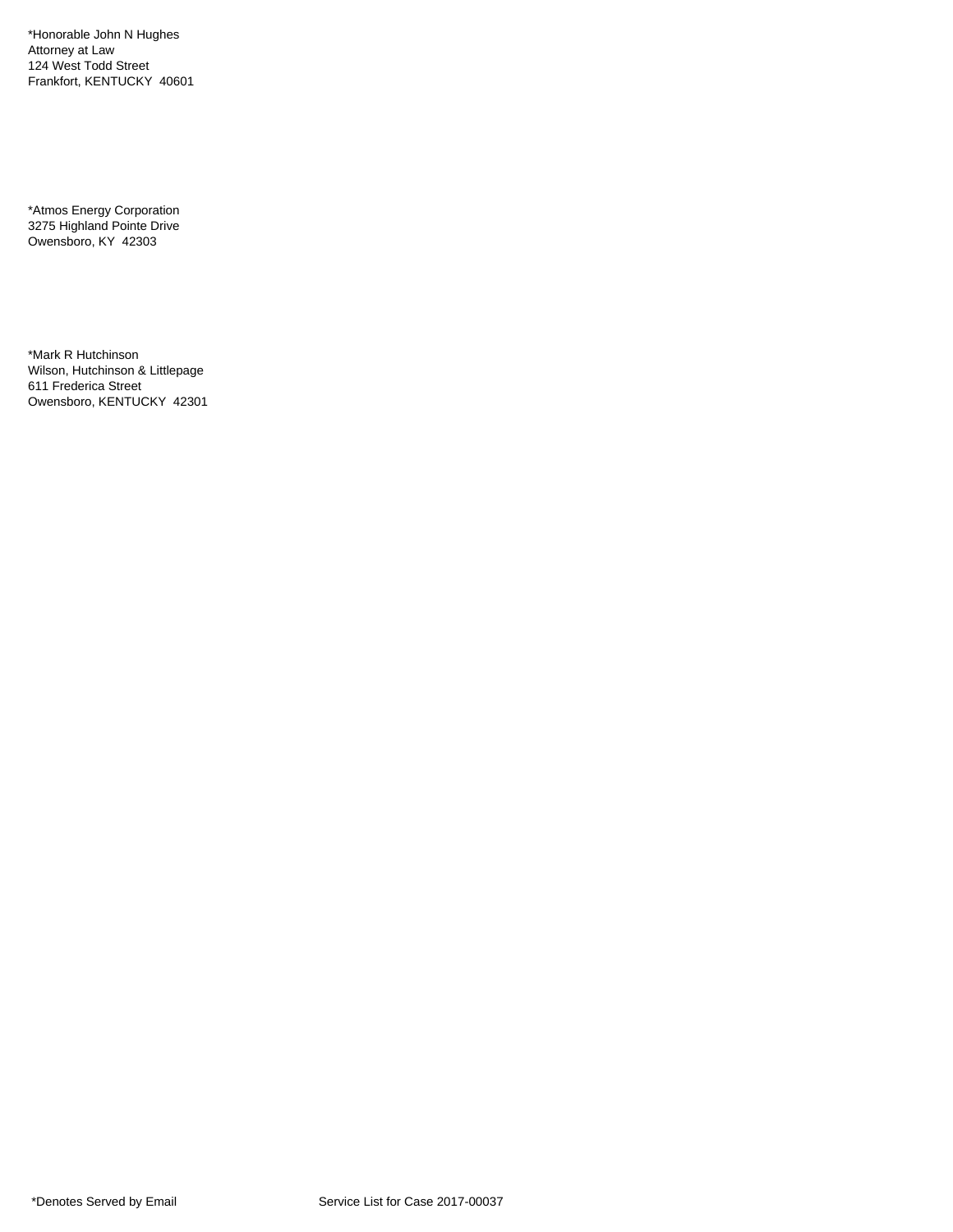*Honorable John N Hughes
Attorney at Law
124 West Todd Street
Frankfort, KENTUCKY  40601

*Atmos Energy Corporation
3275 Highland Pointe Drive
Owensboro, KY  42303

*Mark R Hutchinson
Wilson, Hutchinson & Littlepage
611 Frederica Street
Owensboro, KENTUCKY  42301

*Denotes Served by Email

Service List for Case 2017-00037